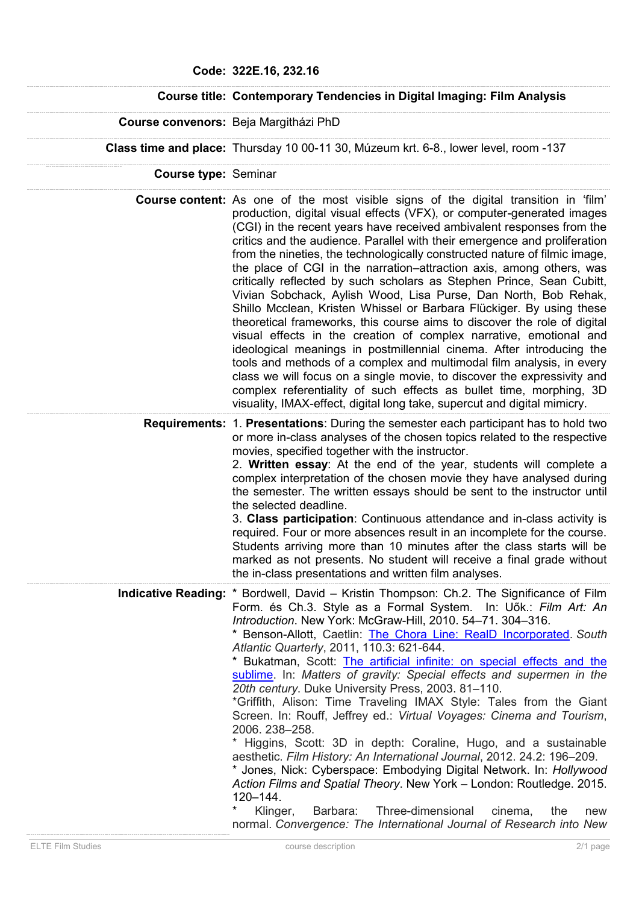| | |
|---|---|
| **Code:** | **322E.16, 232.16** |
| **Course title:** | **Contemporary Tendencies in Digital Imaging: Film Analysis** |
| **Course convenors:** | Beja Margitházi PhD |
| **Class time and place:** | Thursday 10 00-11 30, Múzeum krt. 6-8., lower level, room -137 |
| **Course type:** | Seminar |
| **Course content:** | As one of the most visible signs of the digital transition in 'film' production, digital visual effects (VFX), or computer-generated images (CGI) in the recent years have received ambivalent responses from the critics and the audience. Parallel with their emergence and proliferation from the nineties, the technologically constructed nature of filmic image, the place of CGI in the narration–attraction axis, among others, was critically reflected by such scholars as Stephen Prince, Sean Cubitt, Vivian Sobchack, Aylish Wood, Lisa Purse, Dan North, Bob Rehak, Shillo Mcclean, Kristen Whissel or Barbara Flückiger. By using these theoretical frameworks, this course aims to discover the role of digital visual effects in the creation of complex narrative, emotional and ideological meanings in postmillennial cinema. After introducing the tools and methods of a complex and multimodal film analysis, in every class we will focus on a single movie, to discover the expressivity and complex referentiality of such effects as bullet time, morphing, 3D visuality, IMAX-effect, digital long take, supercut and digital mimicry. |
| **Requirements:** | 1. **Presentations**: During the semester each participant has to hold two or more in-class analyses of the chosen topics related to the respective movies, specified together with the instructor.<br>2. **Written essay**: At the end of the year, students will complete a complex interpretation of the chosen movie they have analysed during the semester. The written essays should be sent to the instructor until the selected deadline.<br>3. **Class participation**: Continuous attendance and in-class activity is required. Four or more absences result in an incomplete for the course. Students arriving more than 10 minutes after the class starts will be marked as not presents. No student will receive a final grade without the in-class presentations and written film analyses. |
| **Indicative Reading:** | * Bordwell, David – Kristin Thompson: Ch.2. The Significance of Film Form. és Ch.3. Style as a Formal System. In: Uők.: *Film Art: An Introduction*. New York: McGraw-Hill, 2010. 54–71. 304–316.<br>* Benson-Allott, Caetlin: The Chora Line: RealD Incorporated. *South Atlantic Quarterly*, 2011, 110.3: 621-644.<br>* Bukatman, Scott: The artificial infinite: on special effects and the sublime. In: *Matters of gravity: Special effects and supermen in the 20th century*. Duke University Press, 2003. 81–110.<br>*Griffith, Alison: Time Traveling IMAX Style: Tales from the Giant Screen. In: Rouff, Jeffrey ed.: *Virtual Voyages: Cinema and Tourism*, 2006. 238–258.<br>* Higgins, Scott: 3D in depth: Coraline, Hugo, and a sustainable aesthetic. *Film History: An International Journal*, 2012. 24.2: 196–209.<br>* Jones, Nick: Cyberspace: Embodying Digital Network. In: *Hollywood Action Films and Spatial Theory*. New York – London: Routledge. 2015. 120–144.<br>* Klinger, Barbara: Three-dimensional cinema, the new normal. *Convergence: The International Journal of Research into New* |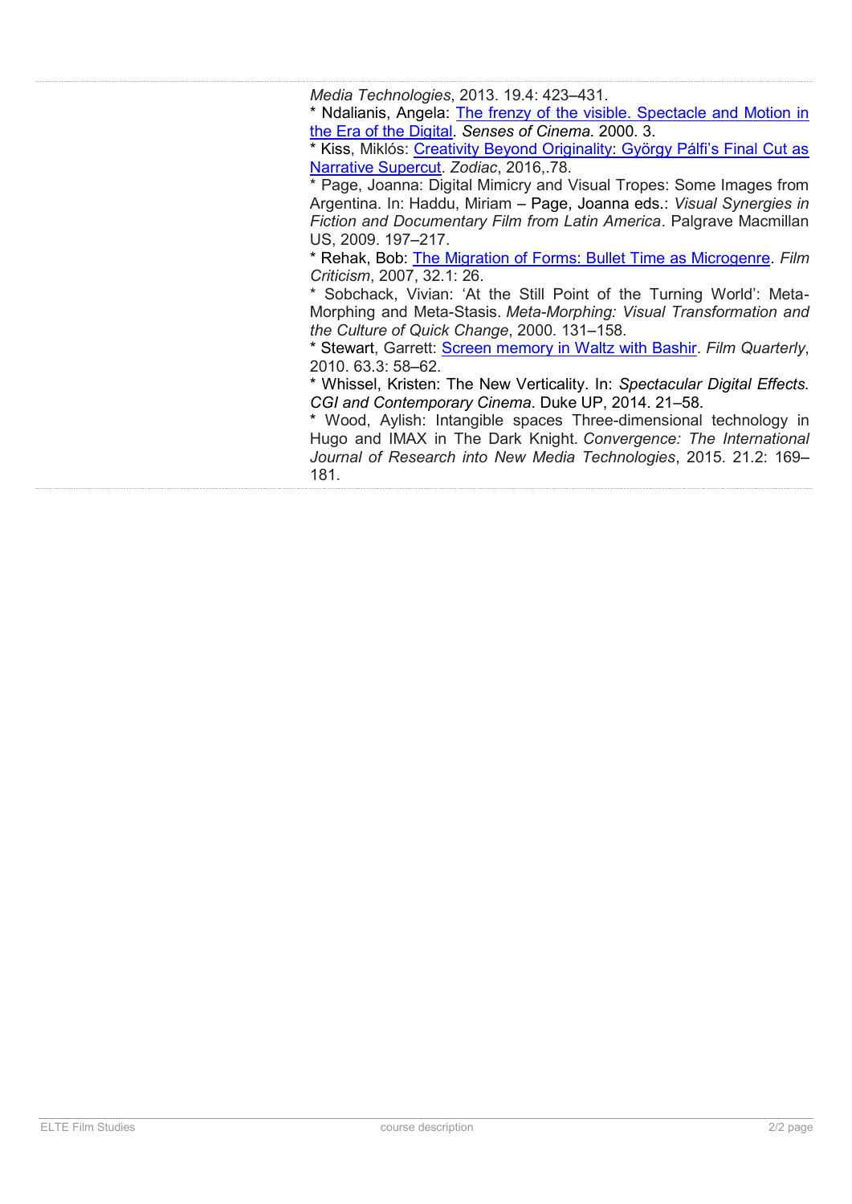*Media Technologies*, 2013. 19.4: 423–431.

* Ndalianis, Angela: The frenzy of the visible. Spectacle and Motion in the Era of the Digital. *Senses of Cinema*. 2000. 3.

* Kiss, Miklós: Creativity Beyond Originality: György Pálfi's Final Cut as Narrative Supercut. *Zodiac*, 2016,.78.

* Page, Joanna: Digital Mimicry and Visual Tropes: Some Images from Argentina. In: Haddu, Miriam – Page, Joanna eds.: *Visual Synergies in Fiction and Documentary Film from Latin America*. Palgrave Macmillan US, 2009. 197–217.

* Rehak, Bob: The Migration of Forms: Bullet Time as Microgenre. *Film Criticism*, 2007, 32.1: 26.

* Sobchack, Vivian: 'At the Still Point of the Turning World': Meta-Morphing and Meta-Stasis. *Meta-Morphing: Visual Transformation and the Culture of Quick Change*, 2000. 131–158.

* Stewart, Garrett: Screen memory in Waltz with Bashir. *Film Quarterly*, 2010. 63.3: 58–62.

* Whissel, Kristen: The New Verticality. In: *Spectacular Digital Effects. CGI and Contemporary Cinema*. Duke UP, 2014. 21–58.

* Wood, Aylish: Intangible spaces Three-dimensional technology in Hugo and IMAX in The Dark Knight. *Convergence: The International Journal of Research into New Media Technologies*, 2015. 21.2: 169–181.